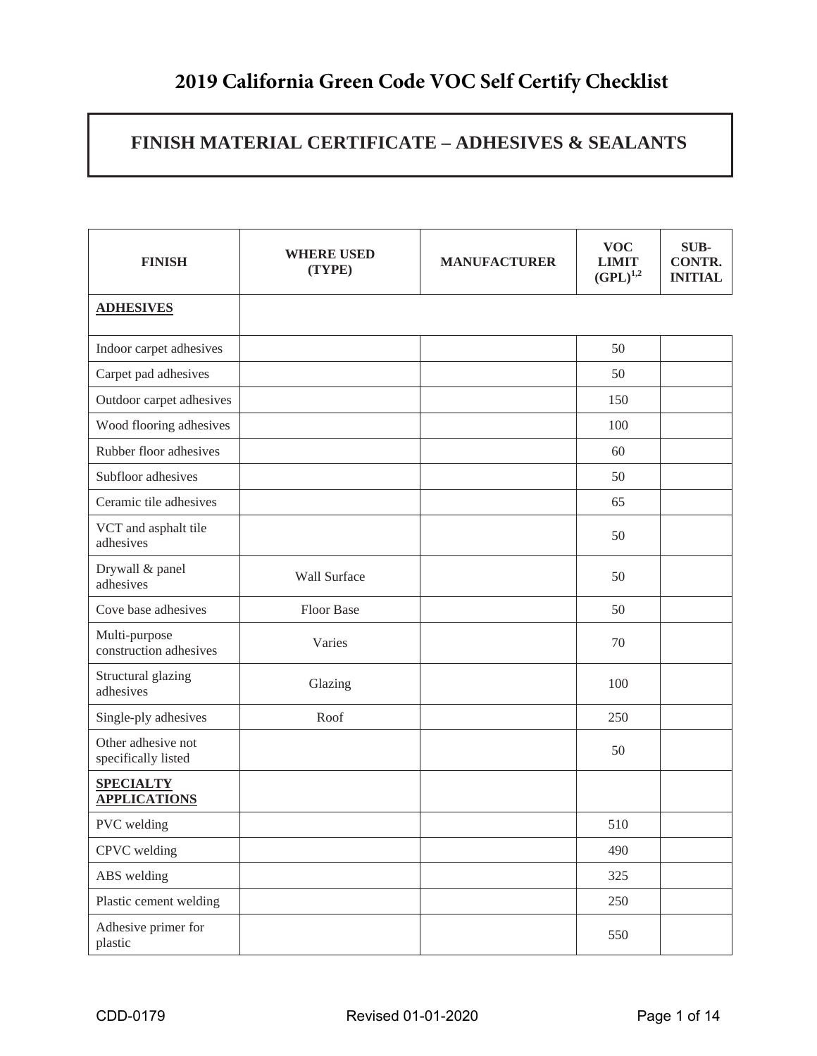# 2019 California Green Code VOC Self Certify Checklist

## FINISH MATERIAL CERTIFICATE – ADHESIVES & SEALANTS

| FINISH | WHERE USED (TYPE) | MANUFACTURER | VOC LIMIT (GPL)[1,2] | SUB-CONTR. INITIAL |
|---|---|---|---|---|
| **ADHESIVES** | | | | |
| Indoor carpet adhesives | | | 50 | |
| Carpet pad adhesives | | | 50 | |
| Outdoor carpet adhesives | | | 150 | |
| Wood flooring adhesives | | | 100 | |
| Rubber floor adhesives | | | 60 | |
| Subfloor adhesives | | | 50 | |
| Ceramic tile adhesives | | | 65 | |
| VCT and asphalt tile adhesives | | | 50 | |
| Drywall & panel adhesives | Wall Surface | | 50 | |
| Cove base adhesives | Floor Base | | 50 | |
| Multi-purpose construction adhesives | Varies | | 70 | |
| Structural glazing adhesives | Glazing | | 100 | |
| Single-ply adhesives | Roof | | 250 | |
| Other adhesive not specifically listed | | | 50 | |
| **SPECIALTY APPLICATIONS** | | | | |
| PVC welding | | | 510 | |
| CPVC welding | | | 490 | |
| ABS welding | | | 325 | |
| Plastic cement welding | | | 250 | |
| Adhesive primer for plastic | | | 550 | |

CDD-0179 Revised 01-01-2020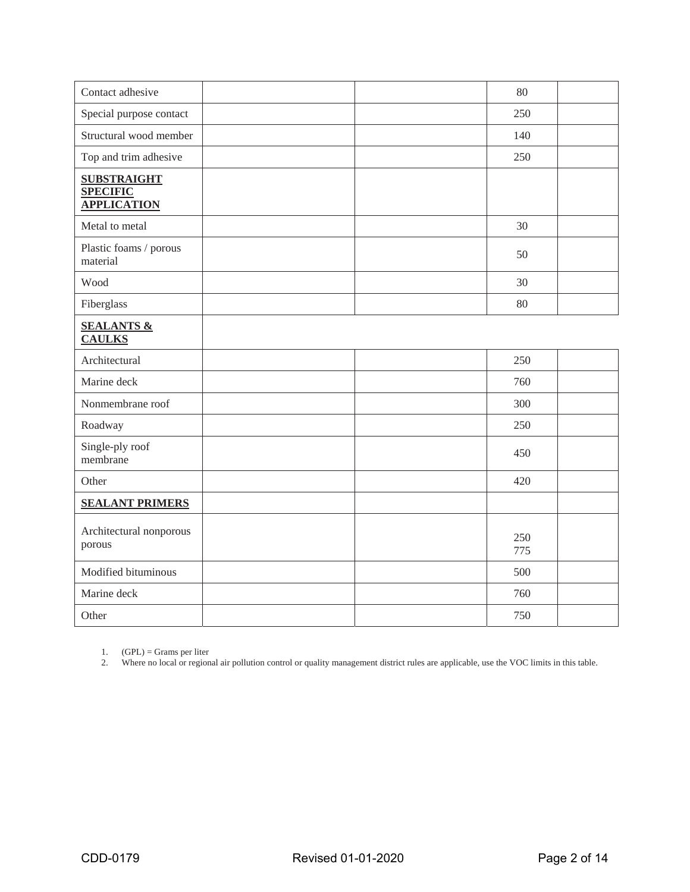| Contact adhesive | | | 80 | |
|---|---|---|---|---|
| Special purpose contact | | | 250 | |
| Structural wood member | | | 140 | |
| Top and trim adhesive | | | 250 | |
| **SUBSTRAIGHT SPECIFIC APPLICATION** | | | | |
| Metal to metal | | | 30 | |
| Plastic foams / porous material | | | 50 | |
| Wood | | | 30 | |
| Fiberglass | | | 80 | |
| **SEALANTS & CAULKS** | | | | |
| Architectural | | | 250 | |
| Marine deck | | | 760 | |
| Nonmembrane roof | | | 300 | |
| Roadway | | | 250 | |
| Single-ply roof membrane | | | 450 | |
| Other | | | 420 | |
| **SEALANT PRIMERS** | | | | |
| Architectural nonporous porous | | | 250 775 | |
| Modified bituminous | | | 500 | |
| Marine deck | | | 760 | |
| Other | | | 750 | |

1. (GPL) = Grams per liter
2. Where no local or regional air pollution control or quality management district rules are applicable, use the VOC limits in this table.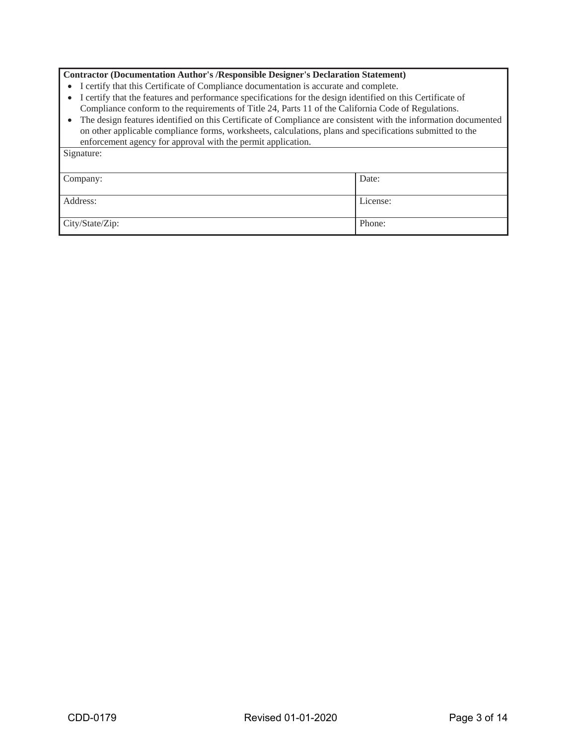**Contractor (Documentation Author's /Responsible Designer's Declaration Statement)**

- I certify that this Certificate of Compliance documentation is accurate and complete.
- I certify that the features and performance specifications for the design identified on this Certificate of Compliance conform to the requirements of Title 24, Parts 11 of the California Code of Regulations.
- The design features identified on this Certificate of Compliance are consistent with the information documented on other applicable compliance forms, worksheets, calculations, plans and specifications submitted to the enforcement agency for approval with the permit application.

| Signature: | |
|---|---|
| Company: | Date: |
| Address: | License: |
| City/State/Zip: | Phone: |

CDD-0179 Revised 01-01-2020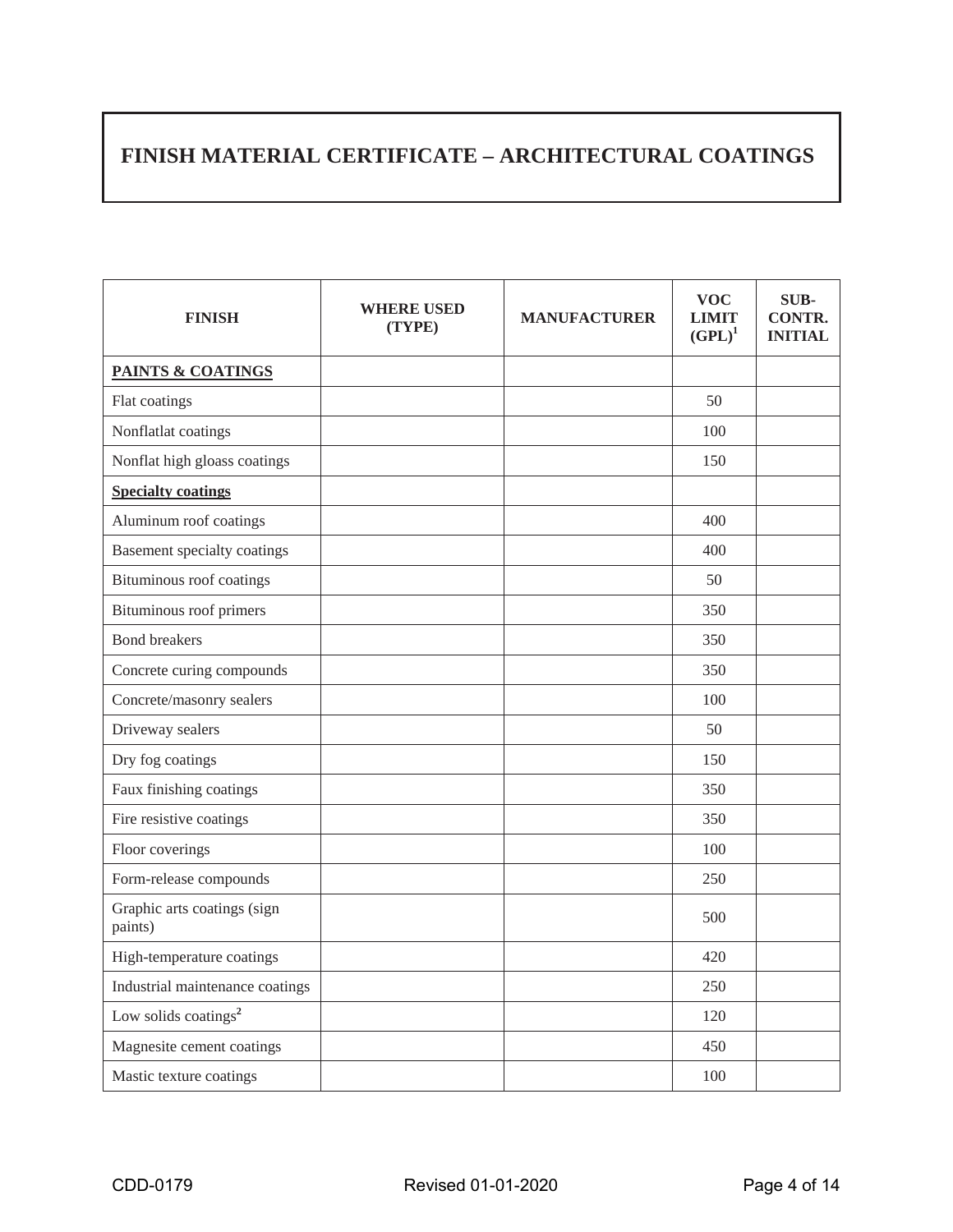# FINISH MATERIAL CERTIFICATE – ARCHITECTURAL COATINGS

| FINISH | WHERE USED (TYPE) | MANUFACTURER | VOC LIMIT (GPL)[1] | SUB-CONTR. INITIAL |
|---|---|---|---|---|
| **PAINTS & COATINGS** | | | | |
| Flat coatings | | | 50 | |
| Nonflatlat coatings | | | 100 | |
| Nonflat high gloass coatings | | | 150 | |
| **Specialty coatings** | | | | |
| Aluminum roof coatings | | | 400 | |
| Basement specialty coatings | | | 400 | |
| Bituminous roof coatings | | | 50 | |
| Bituminous roof primers | | | 350 | |
| Bond breakers | | | 350 | |
| Concrete curing compounds | | | 350 | |
| Concrete/masonry sealers | | | 100 | |
| Driveway sealers | | | 50 | |
| Dry fog coatings | | | 150 | |
| Faux finishing coatings | | | 350 | |
| Fire resistive coatings | | | 350 | |
| Floor coverings | | | 100 | |
| Form-release compounds | | | 250 | |
| Graphic arts coatings (sign paints) | | | 500 | |
| High-temperature coatings | | | 420 | |
| Industrial maintenance coatings | | | 250 | |
| Low solids coatings[2] | | | 120 | |
| Magnesite cement coatings | | | 450 | |
| Mastic texture coatings | | | 100 | |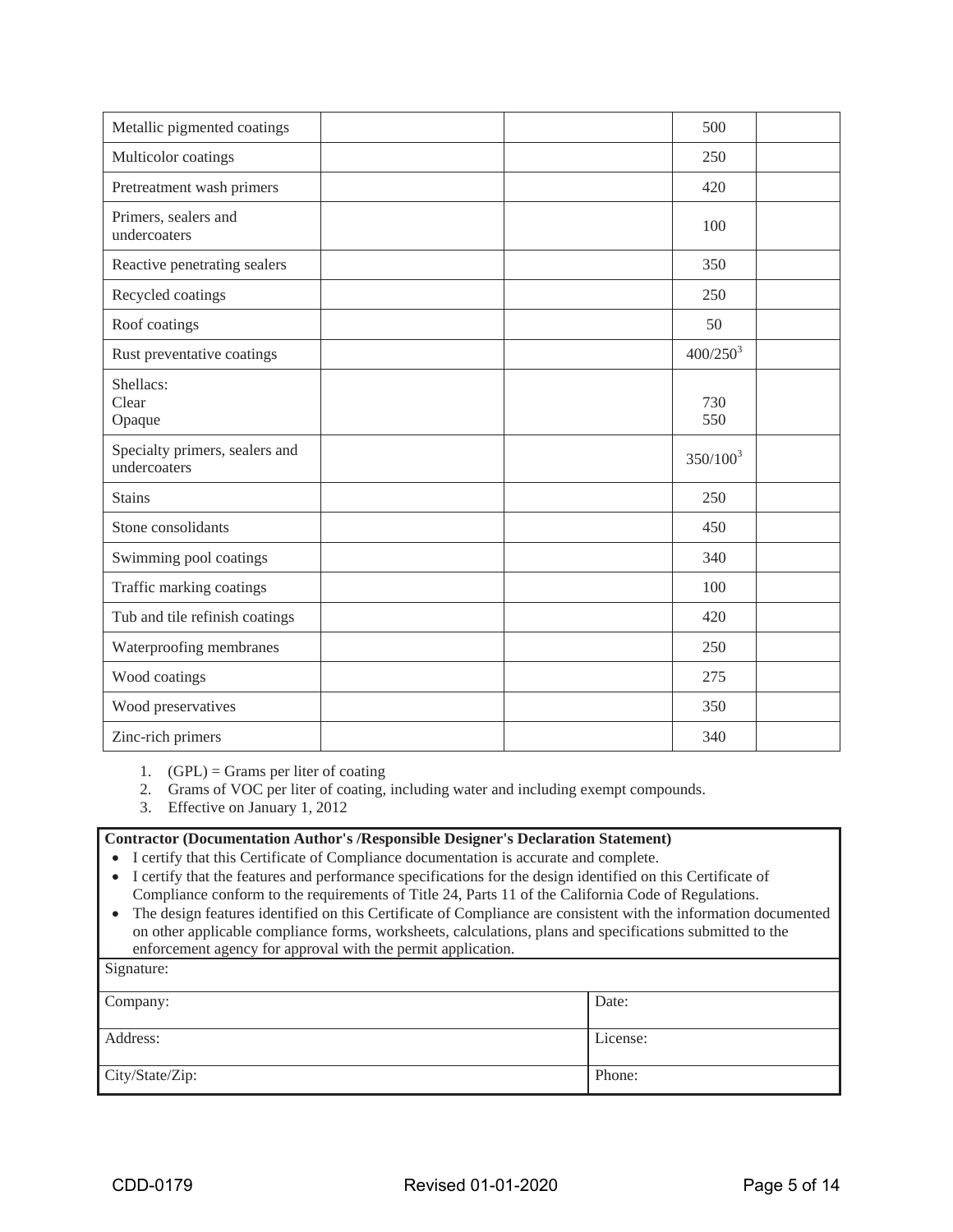| | | | | |
|---|---|---|---|---|
| Metallic pigmented coatings | | | 500 | |
| Multicolor coatings | | | 250 | |
| Pretreatment wash primers | | | 420 | |
| Primers, sealers and undercoaters | | | 100 | |
| Reactive penetrating sealers | | | 350 | |
| Recycled coatings | | | 250 | |
| Roof coatings | | | 50 | |
| Rust preventative coatings | | | 400/250[3] | |
| Shellacs:<br>Clear<br>Opaque | | | <br>730<br>550 | |
| Specialty primers, sealers and undercoaters | | | 350/100[3] | |
| Stains | | | 250 | |
| Stone consolidants | | | 450 | |
| Swimming pool coatings | | | 340 | |
| Traffic marking coatings | | | 100 | |
| Tub and tile refinish coatings | | | 420 | |
| Waterproofing membranes | | | 250 | |
| Wood coatings | | | 275 | |
| Wood preservatives | | | 350 | |
| Zinc-rich primers | | | 340 | |

1. (GPL) = Grams per liter of coating
2. Grams of VOC per liter of coating, including water and including exempt compounds.
3. Effective on January 1, 2012

**Contractor (Documentation Author's /Responsible Designer's Declaration Statement)**

- I certify that this Certificate of Compliance documentation is accurate and complete.
- I certify that the features and performance specifications for the design identified on this Certificate of Compliance conform to the requirements of Title 24, Parts 11 of the California Code of Regulations.
- The design features identified on this Certificate of Compliance are consistent with the information documented on other applicable compliance forms, worksheets, calculations, plans and specifications submitted to the enforcement agency for approval with the permit application.

| Signature: | |
|---|---|
| Company: | Date: |
| Address: | License: |
| City/State/Zip: | Phone: |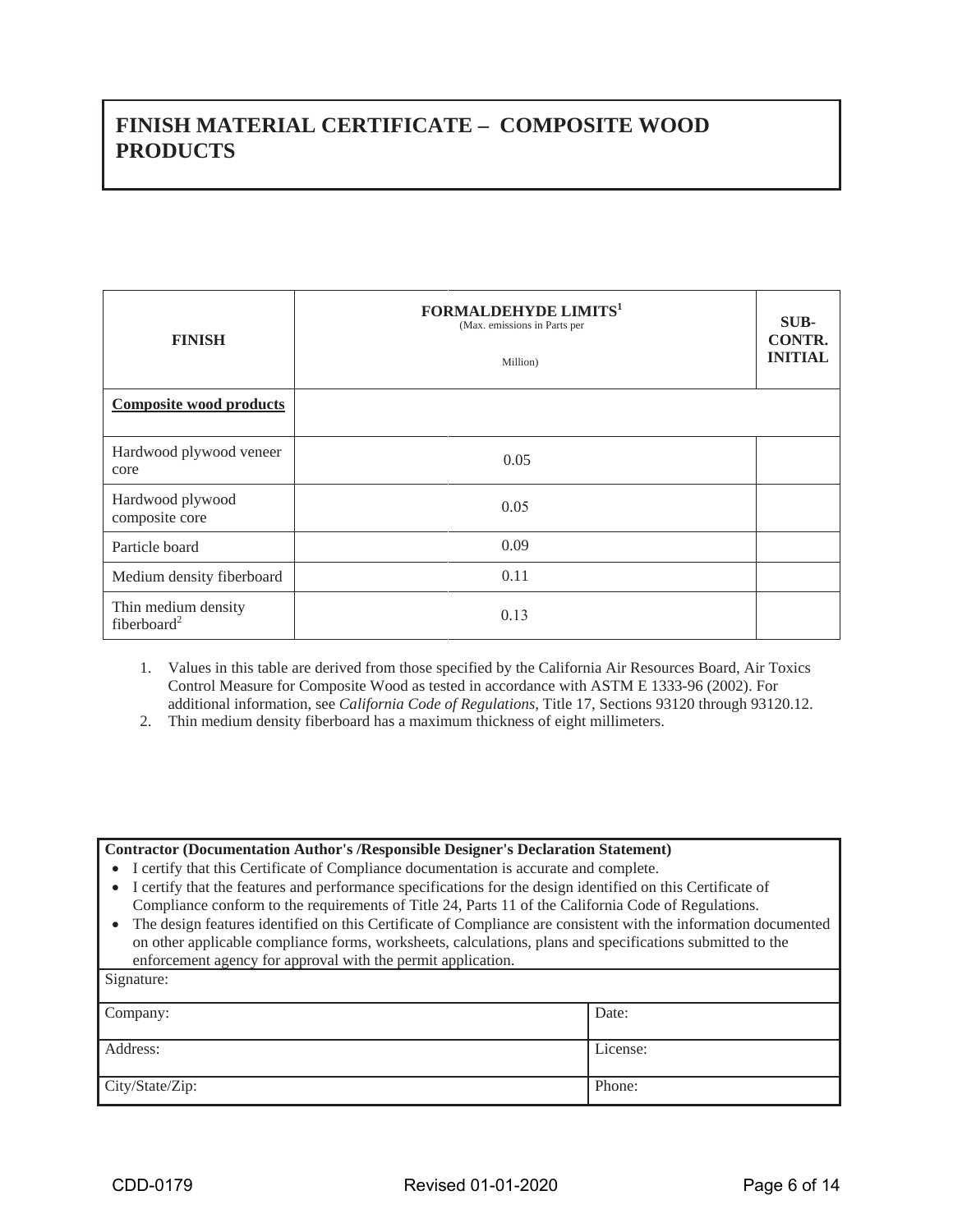# FINISH MATERIAL CERTIFICATE – COMPOSITE WOOD PRODUCTS

| FINISH | FORMALDEHYDE LIMITS[1] (Max. emissions in Parts per Million) | SUB-CONTR. INITIAL |
|---|---|---|
| **Composite wood products** | | |
| Hardwood plywood veneer core | 0.05 | |
| Hardwood plywood composite core | 0.05 | |
| Particle board | 0.09 | |
| Medium density fiberboard | 0.11 | |
| Thin medium density fiberboard[2] | 0.13 | |

1. Values in this table are derived from those specified by the California Air Resources Board, Air Toxics Control Measure for Composite Wood as tested in accordance with ASTM E 1333-96 (2002). For additional information, see *California Code of Regulations*, Title 17, Sections 93120 through 93120.12.
2. Thin medium density fiberboard has a maximum thickness of eight millimeters.

| **Contractor (Documentation Author's /Responsible Designer's Declaration Statement)**<br>• I certify that this Certificate of Compliance documentation is accurate and complete.<br>• I certify that the features and performance specifications for the design identified on this Certificate of Compliance conform to the requirements of Title 24, Parts 11 of the California Code of Regulations.<br>• The design features identified on this Certificate of Compliance are consistent with the information documented on other applicable compliance forms, worksheets, calculations, plans and specifications submitted to the enforcement agency for approval with the permit application. | |
|---|---|
| Signature: | |
| Company: | Date: |
| Address: | License: |
| City/State/Zip: | Phone: |

CDD-0179 Revised 01-01-2020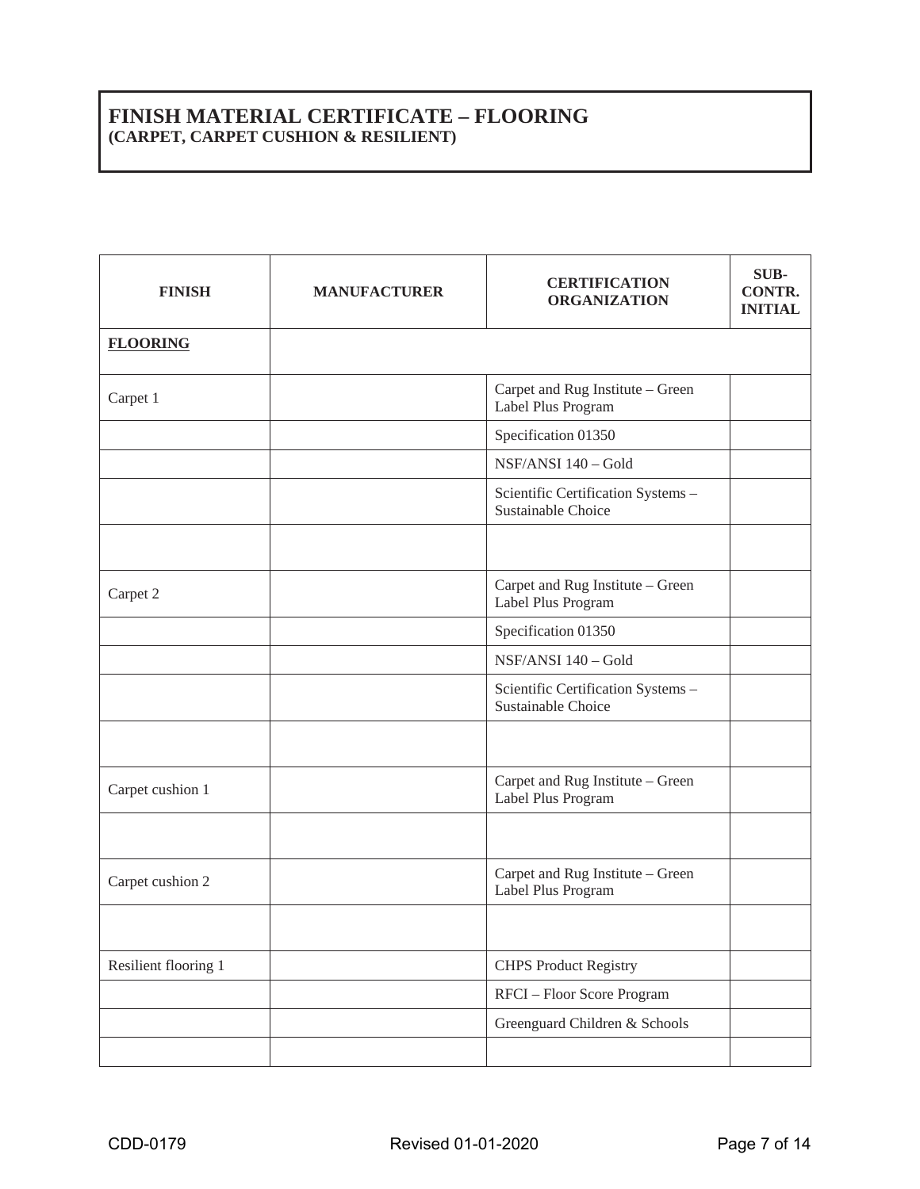# FINISH MATERIAL CERTIFICATE – FLOORING
**(CARPET, CARPET CUSHION & RESILIENT)**

| FINISH | MANUFACTURER | CERTIFICATION ORGANIZATION | SUB-CONTR. INITIAL |
|---|---|---|---|
| **FLOORING** | | | |
| Carpet 1 | | Carpet and Rug Institute – Green Label Plus Program | |
| | | Specification 01350 | |
| | | NSF/ANSI 140 – Gold | |
| | | Scientific Certification Systems – Sustainable Choice | |
| | | | |
| Carpet 2 | | Carpet and Rug Institute – Green Label Plus Program | |
| | | Specification 01350 | |
| | | NSF/ANSI 140 – Gold | |
| | | Scientific Certification Systems – Sustainable Choice | |
| | | | |
| Carpet cushion 1 | | Carpet and Rug Institute – Green Label Plus Program | |
| | | | |
| Carpet cushion 2 | | Carpet and Rug Institute – Green Label Plus Program | |
| | | | |
| Resilient flooring 1 | | CHPS Product Registry | |
| | | RFCI – Floor Score Program | |
| | | Greenguard Children & Schools | |
| | | | |

CDD-0179 Revised 01-01-2020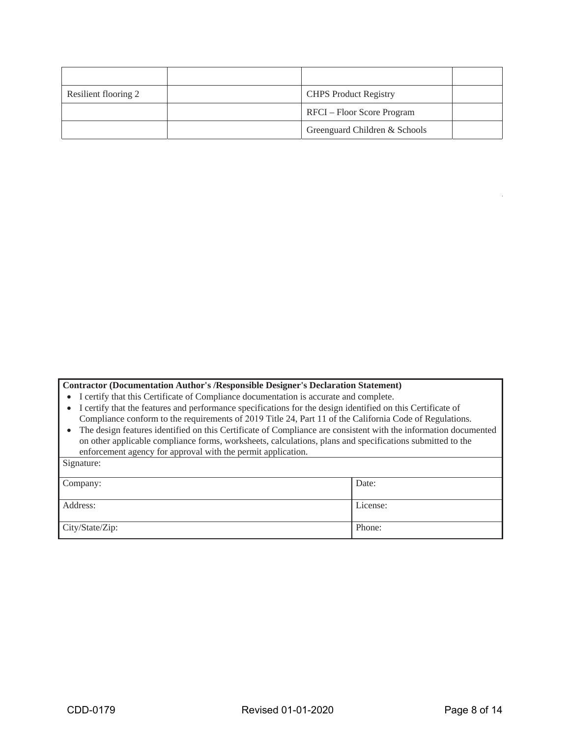| | | | |
|---|---|---|---|
| Resilient flooring 2 | | CHPS Product Registry | |
| | | RFCI – Floor Score Program | |
| | | Greenguard Children & Schools | |

| **Contractor (Documentation Author's /Responsible Designer's Declaration Statement)** | |
|---|---|
| • I certify that this Certificate of Compliance documentation is accurate and complete.<br>• I certify that the features and performance specifications for the design identified on this Certificate of Compliance conform to the requirements of 2019 Title 24, Part 11 of the California Code of Regulations.<br>• The design features identified on this Certificate of Compliance are consistent with the information documented on other applicable compliance forms, worksheets, calculations, plans and specifications submitted to the enforcement agency for approval with the permit application. | |
| Signature: | |
| Company: | Date: |
| Address: | License: |
| City/State/Zip: | Phone: |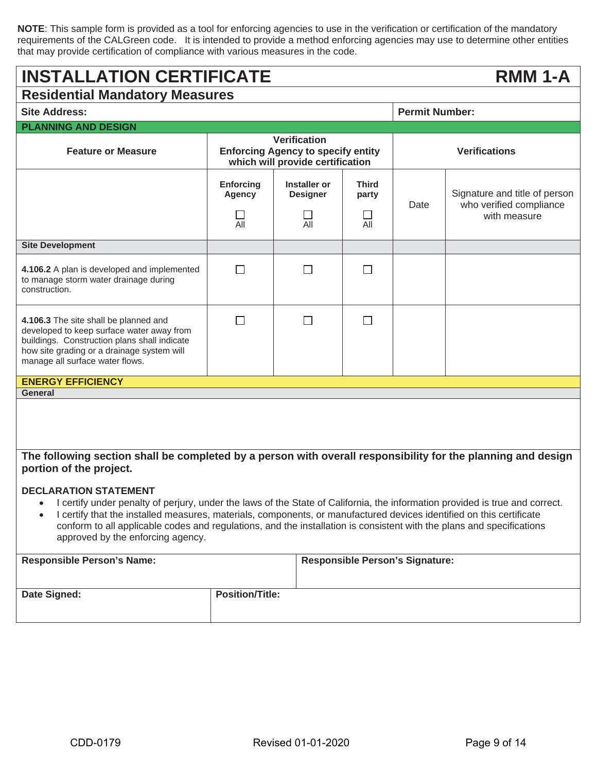**NOTE**: This sample form is provided as a tool for enforcing agencies to use in the verification or certification of the mandatory requirements of the CALGreen code. It is intended to provide a method enforcing agencies may use to determine other entities that may provide certification of compliance with various measures in the code.

# INSTALLATION CERTIFICATE — RMM 1-A

## Residential Mandatory Measures

| **Site Address:** | **Permit Number:** |
|---|---|
| | |

| Feature or Measure | Verification<br>Enforcing Agency to specify entity which will provide certification | | | Verifications | |
|---|---|---|---|---|---|
| **PLANNING AND DESIGN** | | | | | |
| | **Enforcing Agency**<br>☐ All | **Installer or Designer**<br>☐ All | **Third party**<br>☐ All | Date | Signature and title of person who verified compliance with measure |
| **Site Development** | | | | | |
| **4.106.2** A plan is developed and implemented to manage storm water drainage during construction. | ☐ | ☐ | ☐ | | |
| **4.106.3** The site shall be planned and developed to keep surface water away from buildings. Construction plans shall indicate how site grading or a drainage system will manage all surface water flows. | ☐ | ☐ | ☐ | | |
| **ENERGY EFFICIENCY** | | | | | |
| **General** | | | | | |

**The following section shall be completed by a person with overall responsibility for the planning and design portion of the project.**

**DECLARATION STATEMENT**

- I certify under penalty of perjury, under the laws of the State of California, the information provided is true and correct.
- I certify that the installed measures, materials, components, or manufactured devices identified on this certificate conform to all applicable codes and regulations, and the installation is consistent with the plans and specifications approved by the enforcing agency.

| **Responsible Person's Name:** | **Responsible Person's Signature:** |
|---|---|
| **Date Signed:** | **Position/Title:** |

CDD-0179 Revised 01-01-2020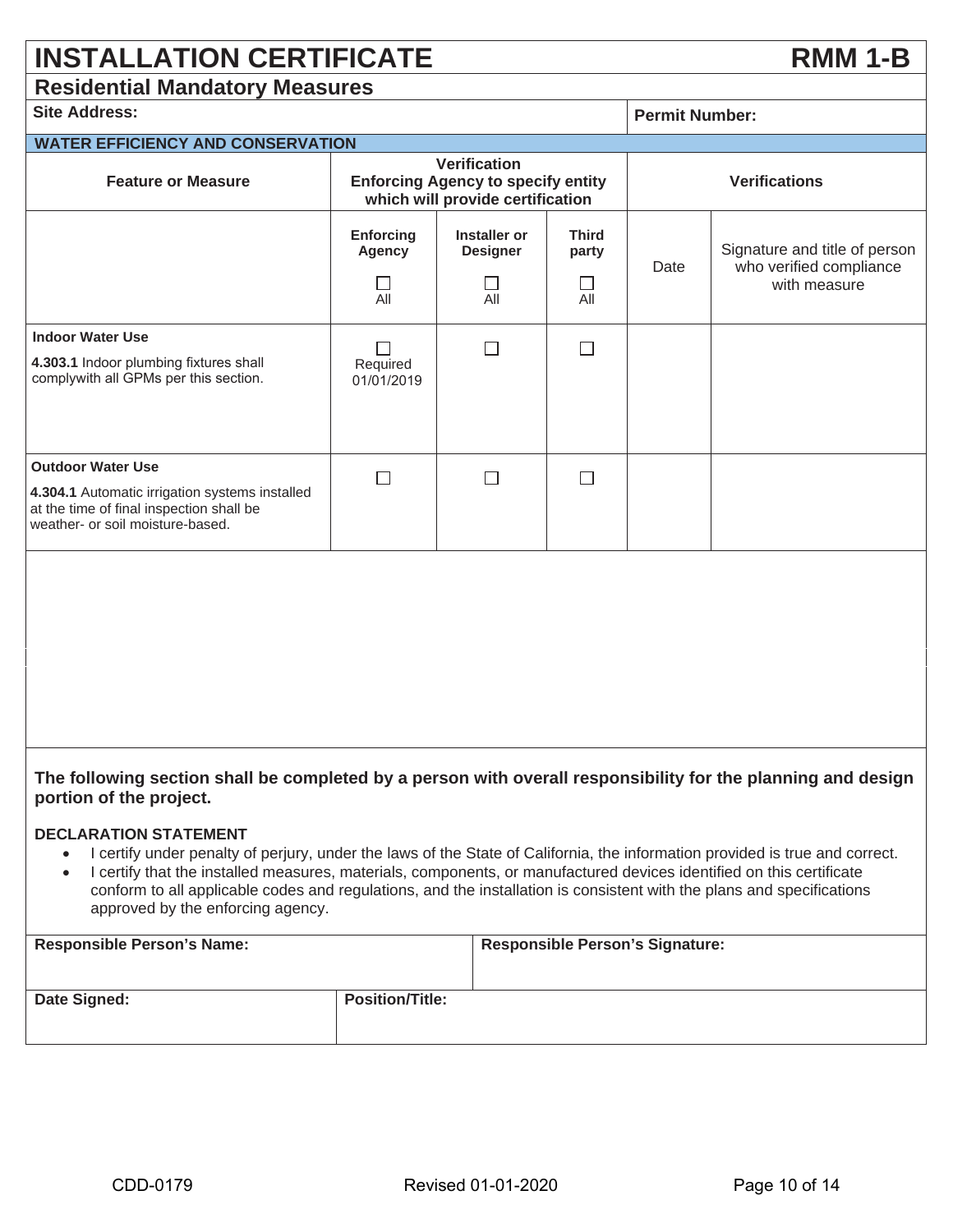# INSTALLATION CERTIFICATE RMM 1-B

## Residential Mandatory Measures

| Site Address: | Permit Number: |
|---|---|

**WATER EFFICIENCY AND CONSERVATION**

| Feature or Measure | Verification<br>Enforcing Agency to specify entity which will provide certification | | | Verifications | |
|---|---|---|---|---|---|
| | Enforcing Agency<br>☐<br>All | Installer or Designer<br>☐<br>All | Third party<br>☐<br>All | Date | Signature and title of person who verified compliance with measure |
| **Indoor Water Use**<br>**4.303.1** Indoor plumbing fixtures shall complywith all GPMs per this section. | ☐<br>Required 01/01/2019 | ☐ | ☐ | | |
| **Outdoor Water Use**<br>**4.304.1** Automatic irrigation systems installed at the time of final inspection shall be weather- or soil moisture-based. | ☐ | ☐ | ☐ | | |

**The following section shall be completed by a person with overall responsibility for the planning and design portion of the project.**

**DECLARATION STATEMENT**

- I certify under penalty of perjury, under the laws of the State of California, the information provided is true and correct.
- I certify that the installed measures, materials, components, or manufactured devices identified on this certificate conform to all applicable codes and regulations, and the installation is consistent with the plans and specifications approved by the enforcing agency.

| Responsible Person's Name: | Responsible Person's Signature: |
|---|---|
| **Date Signed:** | **Position/Title:** |

CDD-0179 Revised 01-01-2020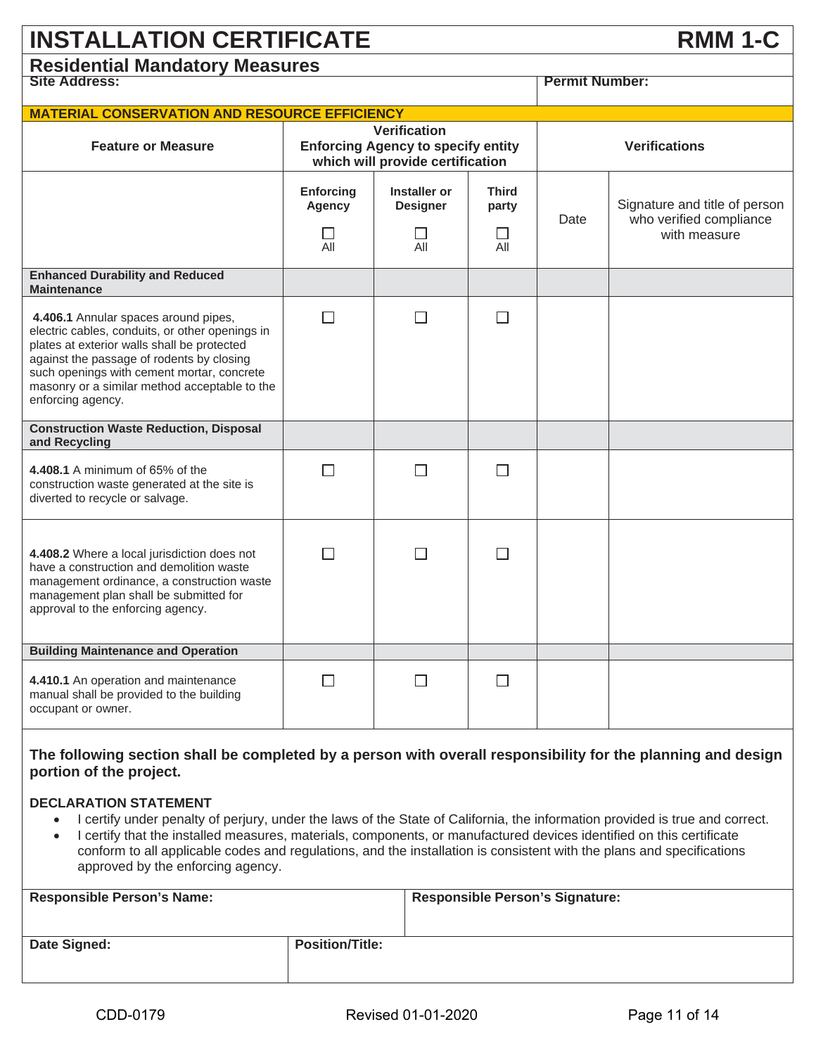# INSTALLATION CERTIFICATE — RMM 1-C

## Residential Mandatory Measures

| Site Address: | Permit Number: |
|---|---|
| | |

**MATERIAL CONSERVATION AND RESOURCE EFFICIENCY**

| Feature or Measure | Verification Enforcing Agency to specify entity which will provide certification | | | Verifications | |
|---|---|---|---|---|---|
| | Enforcing Agency ☐ All | Installer or Designer ☐ All | Third party ☐ All | Date | Signature and title of person who verified compliance with measure |
| **Enhanced Durability and Reduced Maintenance** | | | | | |
| **4.406.1** Annular spaces around pipes, electric cables, conduits, or other openings in plates at exterior walls shall be protected against the passage of rodents by closing such openings with cement mortar, concrete masonry or a similar method acceptable to the enforcing agency. | ☐ | ☐ | ☐ | | |
| **Construction Waste Reduction, Disposal and Recycling** | | | | | |
| **4.408.1** A minimum of 65% of the construction waste generated at the site is diverted to recycle or salvage. | ☐ | ☐ | ☐ | | |
| **4.408.2** Where a local jurisdiction does not have a construction and demolition waste management ordinance, a construction waste management plan shall be submitted for approval to the enforcing agency. | ☐ | ☐ | ☐ | | |
| **Building Maintenance and Operation** | | | | | |
| **4.410.1** An operation and maintenance manual shall be provided to the building occupant or owner. | ☐ | ☐ | ☐ | | |

**The following section shall be completed by a person with overall responsibility for the planning and design portion of the project.**

**DECLARATION STATEMENT**

- I certify under penalty of perjury, under the laws of the State of California, the information provided is true and correct.
- I certify that the installed measures, materials, components, or manufactured devices identified on this certificate conform to all applicable codes and regulations, and the installation is consistent with the plans and specifications approved by the enforcing agency.

| Responsible Person's Name: | Responsible Person's Signature: |
|---|---|
| | |
| **Date Signed:** | **Position/Title:** |
| | |

CDD-0179 Revised 01-01-2020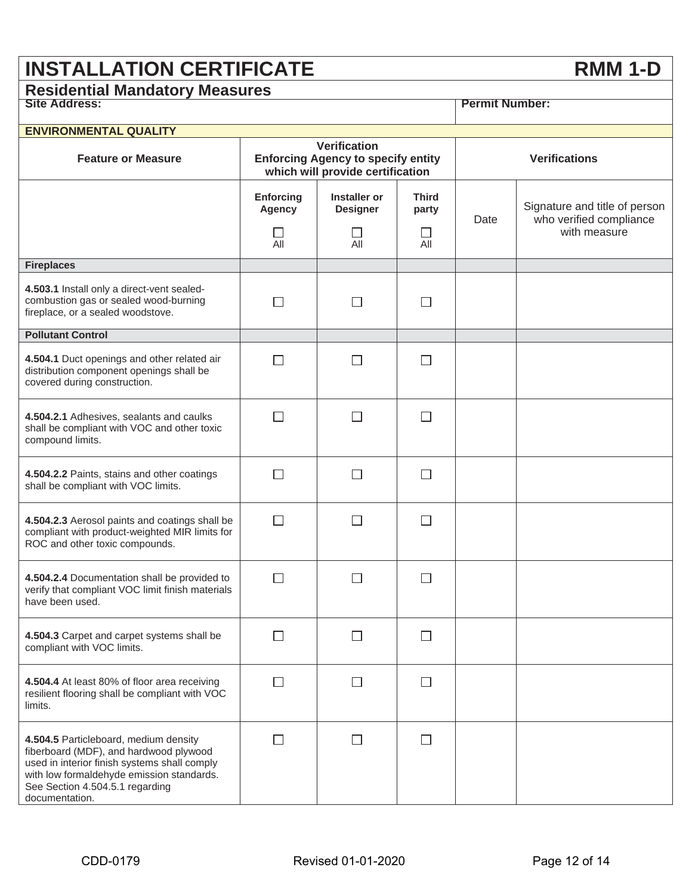# INSTALLATION CERTIFICATE RMM 1-D

## Residential Mandatory Measures

| Site Address: | Permit Number: |
|---|---|
| | |

**ENVIRONMENTAL QUALITY**

| Feature or Measure | Verification Enforcing Agency to specify entity which will provide certification | | | Verifications | |
|---|---|---|---|---|---|
| | Enforcing Agency ☐ All | Installer or Designer ☐ All | Third party ☐ All | Date | Signature and title of person who verified compliance with measure |
| **Fireplaces** | | | | | |
| **4.503.1** Install only a direct-vent sealed-combustion gas or sealed wood-burning fireplace, or a sealed woodstove. | ☐ | ☐ | ☐ | | |
| **Pollutant Control** | | | | | |
| **4.504.1** Duct openings and other related air distribution component openings shall be covered during construction. | ☐ | ☐ | ☐ | | |
| **4.504.2.1** Adhesives, sealants and caulks shall be compliant with VOC and other toxic compound limits. | ☐ | ☐ | ☐ | | |
| **4.504.2.2** Paints, stains and other coatings shall be compliant with VOC limits. | ☐ | ☐ | ☐ | | |
| **4.504.2.3** Aerosol paints and coatings shall be compliant with product-weighted MIR limits for ROC and other toxic compounds. | ☐ | ☐ | ☐ | | |
| **4.504.2.4** Documentation shall be provided to verify that compliant VOC limit finish materials have been used. | ☐ | ☐ | ☐ | | |
| **4.504.3** Carpet and carpet systems shall be compliant with VOC limits. | ☐ | ☐ | ☐ | | |
| **4.504.4** At least 80% of floor area receiving resilient flooring shall be compliant with VOC limits. | ☐ | ☐ | ☐ | | |
| **4.504.5** Particleboard, medium density fiberboard (MDF), and hardwood plywood used in interior finish systems shall comply with low formaldehyde emission standards. See Section 4.504.5.1 regarding documentation. | ☐ | ☐ | ☐ | | |

CDD-0179 Revised 01-01-2020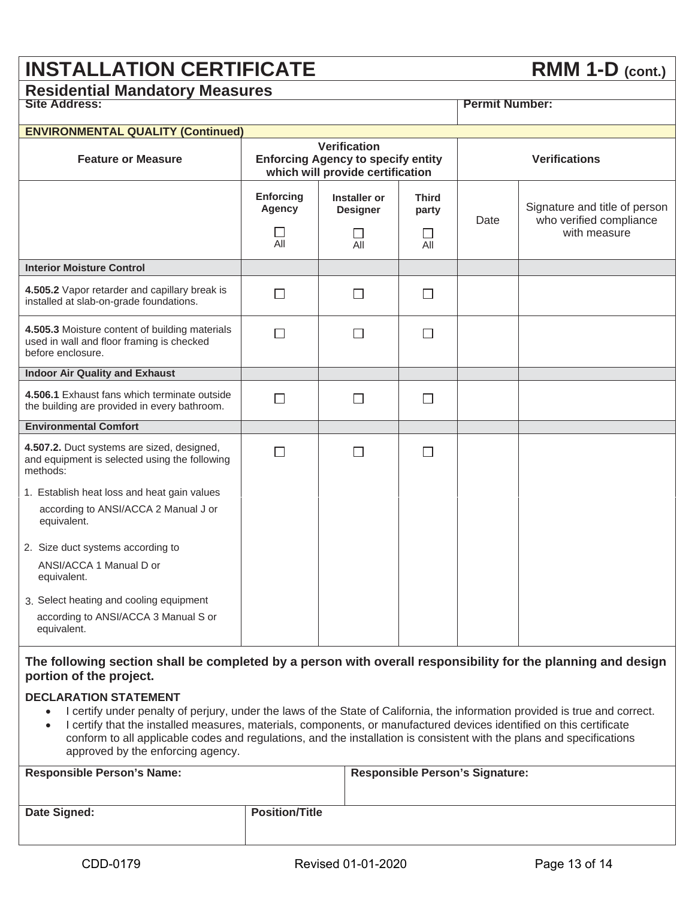# INSTALLATION CERTIFICATE RMM 1-D (cont.)

## Residential Mandatory Measures

| Site Address: | Permit Number: |
|---|---|
| | |

**ENVIRONMENTAL QUALITY (Continued)**

| Feature or Measure | Verification Enforcing Agency to specify entity which will provide certification | | | Verifications | |
|---|---|---|---|---|---|
| | Enforcing Agency ☐ All | Installer or Designer ☐ All | Third party ☐ All | Date | Signature and title of person who verified compliance with measure |
| **Interior Moisture Control** | | | | | |
| **4.505.2** Vapor retarder and capillary break is installed at slab-on-grade foundations. | ☐ | ☐ | ☐ | | |
| **4.505.3** Moisture content of building materials used in wall and floor framing is checked before enclosure. | ☐ | ☐ | ☐ | | |
| **Indoor Air Quality and Exhaust** | | | | | |
| **4.506.1** Exhaust fans which terminate outside the building are provided in every bathroom. | ☐ | ☐ | ☐ | | |
| **Environmental Comfort** | | | | | |
| **4.507.2.** Duct systems are sized, designed, and equipment is selected using the following methods:<br>1. Establish heat loss and heat gain values according to ANSI/ACCA 2 Manual J or equivalent.<br>2. Size duct systems according to ANSI/ACCA 1 Manual D or equivalent.<br>3. Select heating and cooling equipment according to ANSI/ACCA 3 Manual S or equivalent. | ☐ | ☐ | ☐ | | |

**The following section shall be completed by a person with overall responsibility for the planning and design portion of the project.**

**DECLARATION STATEMENT**

- I certify under penalty of perjury, under the laws of the State of California, the information provided is true and correct.
- I certify that the installed measures, materials, components, or manufactured devices identified on this certificate conform to all applicable codes and regulations, and the installation is consistent with the plans and specifications approved by the enforcing agency.

| Responsible Person's Name: | Responsible Person's Signature: |
|---|---|
| | |
| **Date Signed:** | **Position/Title** |
| | |

CDD-0179 Revised 01-01-2020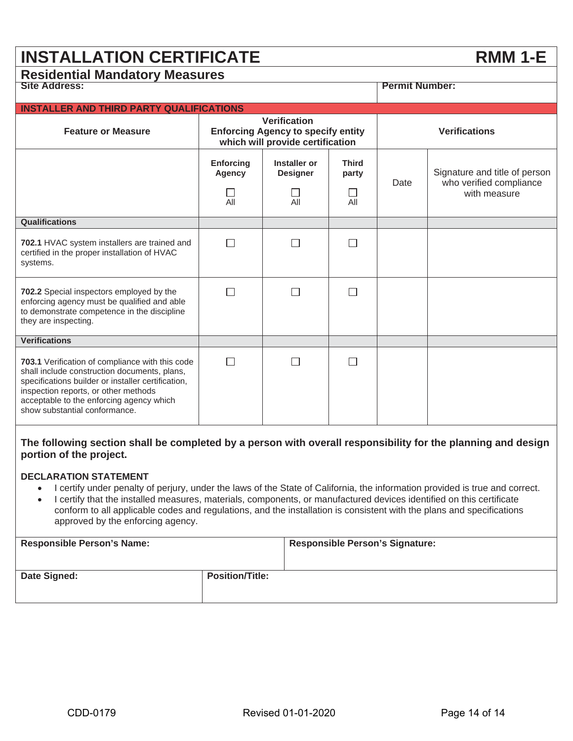# INSTALLATION CERTIFICATE — RMM 1-E

## Residential Mandatory Measures

| Site Address: | Permit Number: |
|---|---|

**INSTALLER AND THIRD PARTY QUALIFICATIONS**

| Feature or Measure | Verification Enforcing Agency to specify entity which will provide certification | | | Verifications | |
|---|---|---|---|---|---|
| | Enforcing Agency ☐ All | Installer or Designer ☐ All | Third party ☐ All | Date | Signature and title of person who verified compliance with measure |
| **Qualifications** | | | | | |
| **702.1** HVAC system installers are trained and certified in the proper installation of HVAC systems. | ☐ | ☐ | ☐ | | |
| **702.2** Special inspectors employed by the enforcing agency must be qualified and able to demonstrate competence in the discipline they are inspecting. | ☐ | ☐ | ☐ | | |
| **Verifications** | | | | | |
| **703.1** Verification of compliance with this code shall include construction documents, plans, specifications builder or installer certification, inspection reports, or other methods acceptable to the enforcing agency which show substantial conformance. | ☐ | ☐ | ☐ | | |

**The following section shall be completed by a person with overall responsibility for the planning and design portion of the project.**

**DECLARATION STATEMENT**

- I certify under penalty of perjury, under the laws of the State of California, the information provided is true and correct.
- I certify that the installed measures, materials, components, or manufactured devices identified on this certificate conform to all applicable codes and regulations, and the installation is consistent with the plans and specifications approved by the enforcing agency.

| Responsible Person's Name: | Responsible Person's Signature: |
|---|---|
| **Date Signed:** | **Position/Title:** |

CDD-0179 Revised 01-01-2020